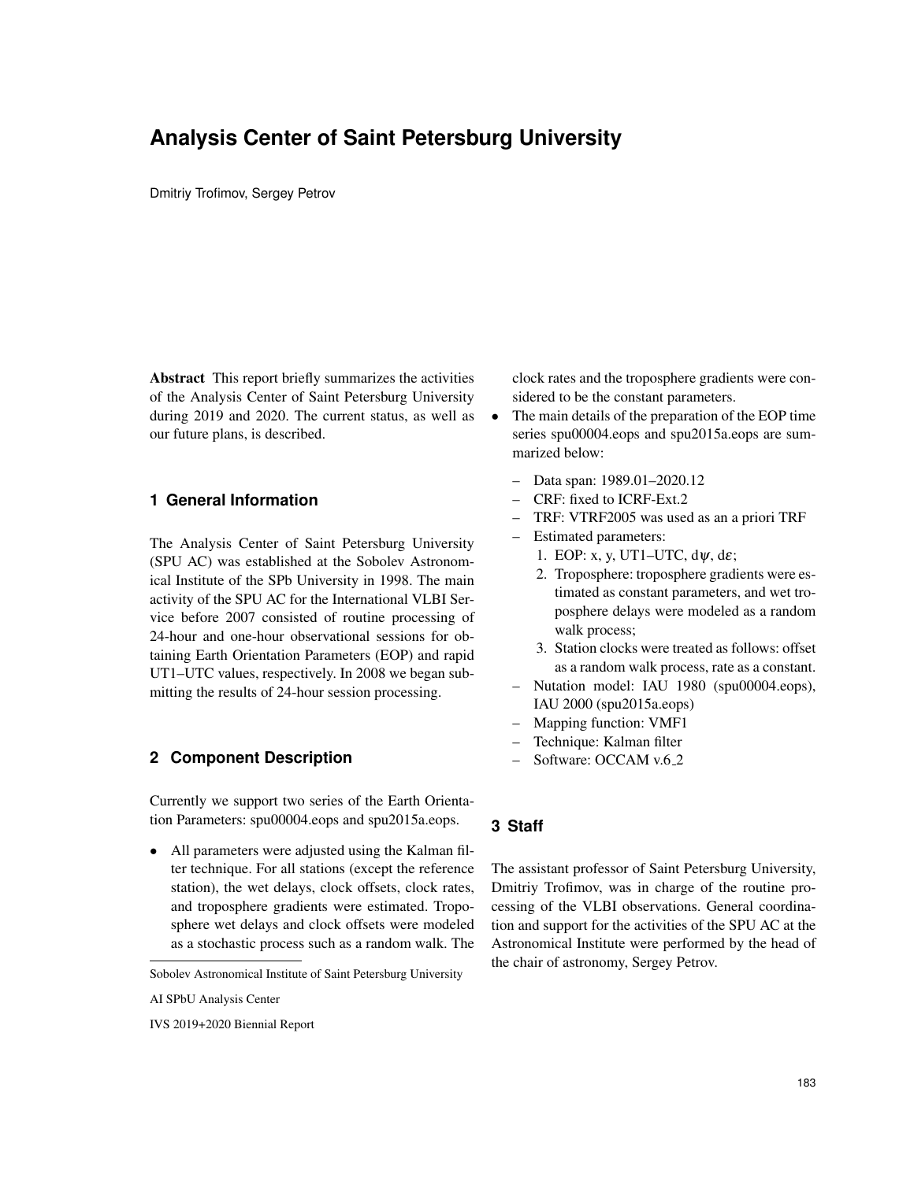# Analysis Center of Saint Petersburg University

Dmitriy Trofimov, Sergey Petrov

**Abstract** This report briefly summarizes the activities of the Analysis Center of Saint Petersburg University during 2019 and 2020. The current status, as well as our future plans, is described.

## 1 General Information

The Analysis Center of Saint Petersburg University (SPU AC) was established at the Sobolev Astronomical Institute of the SPb University in 1998. The main activity of the SPU AC for the International VLBI Service before 2007 consisted of routine processing of 24-hour and one-hour observational sessions for obtaining Earth Orientation Parameters (EOP) and rapid UT1–UTC values, respectively. In 2008 we began submitting the results of 24-hour session processing.

## 2 Component Description

Currently we support two series of the Earth Orientation Parameters: spu00004.eops and spu2015a.eops.

- All parameters were adjusted using the Kalman filter technique. For all stations (except the reference station), the wet delays, clock offsets, clock rates, and troposphere gradients were estimated. Troposphere wet delays and clock offsets were modeled as a stochastic process such as a random walk. The clock rates and the troposphere gradients were considered to be the constant parameters.
- The main details of the preparation of the EOP time series spu00004.eops and spu2015a.eops are summarized below:
  - Data span: 1989.01–2020.12
  - CRF: fixed to ICRF-Ext.2
  - TRF: VTRF2005 was used as an a priori TRF
  - Estimated parameters:
    1. EOP: x, y, UT1–UTC, $d\psi$, $d\varepsilon$;
    2. Troposphere: troposphere gradients were estimated as constant parameters, and wet troposphere delays were modeled as a random walk process;
    3. Station clocks were treated as follows: offset as a random walk process, rate as a constant.
  - Nutation model: IAU 1980 (spu00004.eops), IAU 2000 (spu2015a.eops)
  - Mapping function: VMF1
  - Technique: Kalman filter
  - Software: OCCAM v.6_2

## 3 Staff

The assistant professor of Saint Petersburg University, Dmitriy Trofimov, was in charge of the routine processing of the VLBI observations. General coordination and support for the activities of the SPU AC at the Astronomical Institute were performed by the head of the chair of astronomy, Sergey Petrov.

---

Sobolev Astronomical Institute of Saint Petersburg University

AI SPbU Analysis Center

IVS 2019+2020 Biennial Report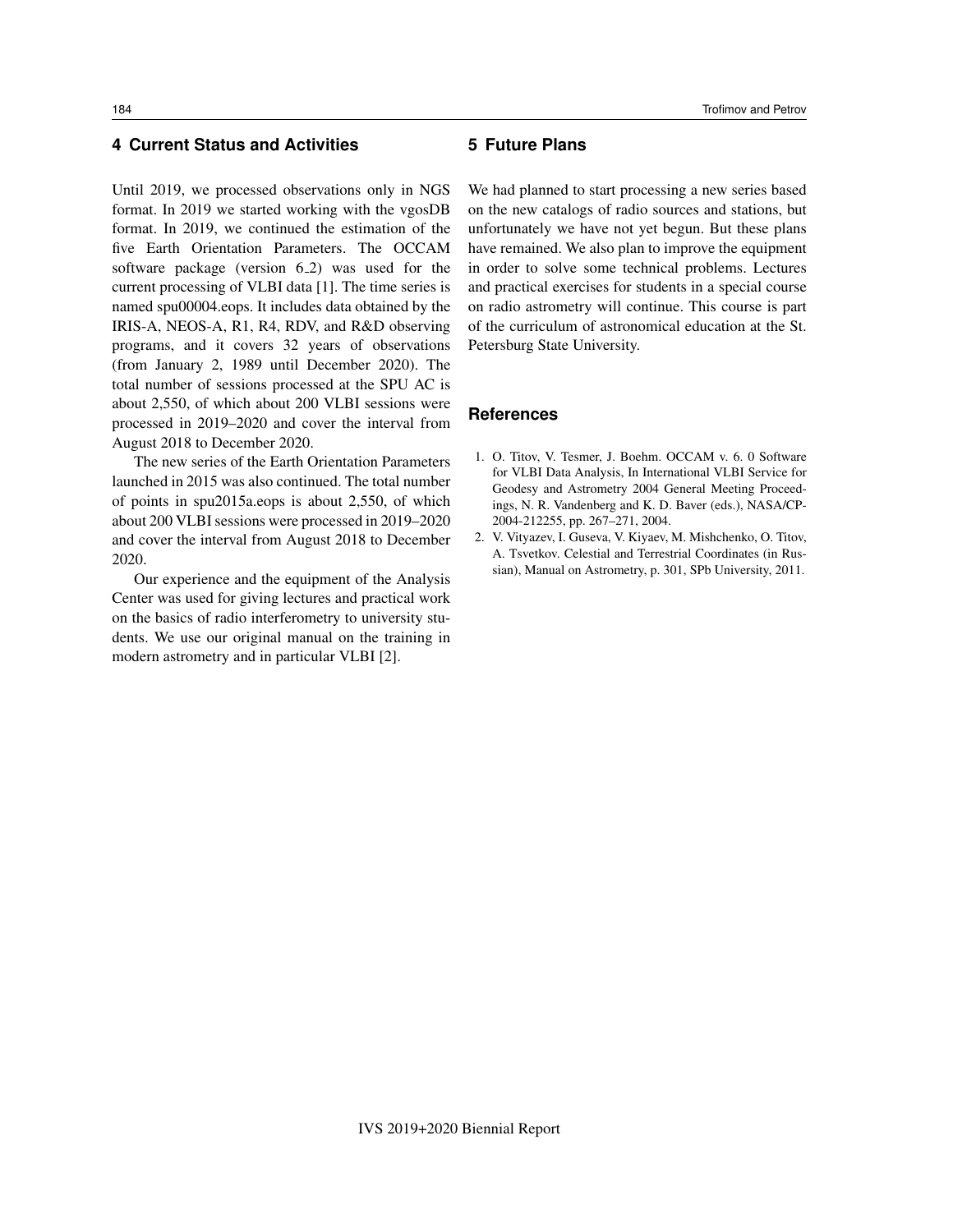## 4 Current Status and Activities

Until 2019, we processed observations only in NGS format. In 2019 we started working with the vgosDB format. In 2019, we continued the estimation of the five Earth Orientation Parameters. The OCCAM software package (version 6_2) was used for the current processing of VLBI data [1]. The time series is named spu00004.eops. It includes data obtained by the IRIS-A, NEOS-A, R1, R4, RDV, and R&D observing programs, and it covers 32 years of observations (from January 2, 1989 until December 2020). The total number of sessions processed at the SPU AC is about 2,550, of which about 200 VLBI sessions were processed in 2019–2020 and cover the interval from August 2018 to December 2020.

The new series of the Earth Orientation Parameters launched in 2015 was also continued. The total number of points in spu2015a.eops is about 2,550, of which about 200 VLBI sessions were processed in 2019–2020 and cover the interval from August 2018 to December 2020.

Our experience and the equipment of the Analysis Center was used for giving lectures and practical work on the basics of radio interferometry to university students. We use our original manual on the training in modern astrometry and in particular VLBI [2].

## 5 Future Plans

We had planned to start processing a new series based on the new catalogs of radio sources and stations, but unfortunately we have not yet begun. But these plans have remained. We also plan to improve the equipment in order to solve some technical problems. Lectures and practical exercises for students in a special course on radio astrometry will continue. This course is part of the curriculum of astronomical education at the St. Petersburg State University.

## References

1. O. Titov, V. Tesmer, J. Boehm. OCCAM v. 6. 0 Software for VLBI Data Analysis, In International VLBI Service for Geodesy and Astrometry 2004 General Meeting Proceedings, N. R. Vandenberg and K. D. Baver (eds.), NASA/CP-2004-212255, pp. 267–271, 2004.
2. V. Vityazev, I. Guseva, V. Kiyaev, M. Mishchenko, O. Titov, A. Tsvetkov. Celestial and Terrestrial Coordinates (in Russian), Manual on Astrometry, p. 301, SPb University, 2011.